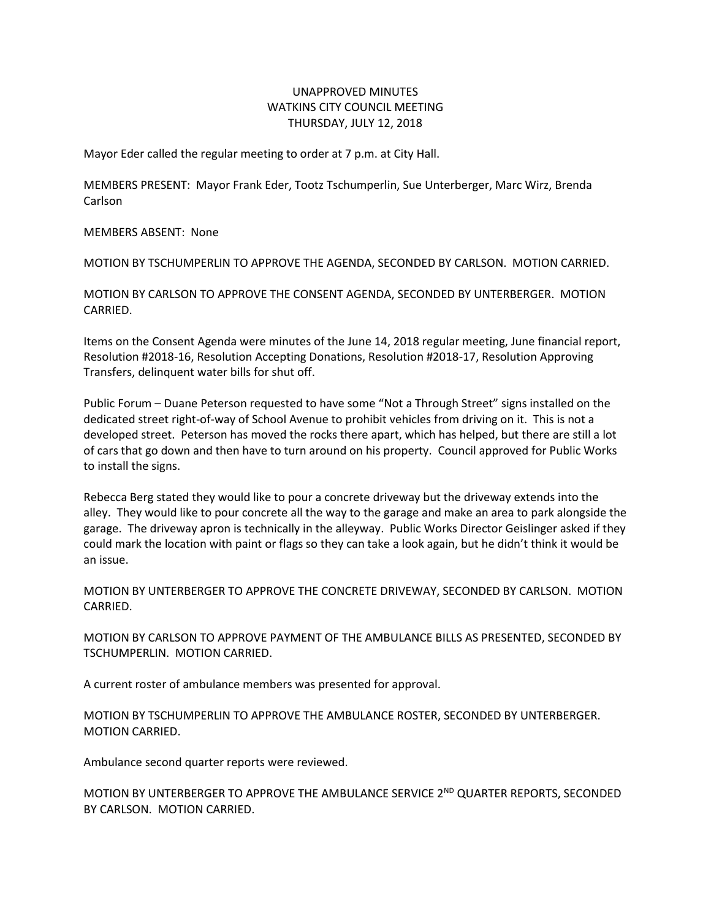# UNAPPROVED MINUTES
# WATKINS CITY COUNCIL MEETING
# THURSDAY, JULY 12, 2018

Mayor Eder called the regular meeting to order at 7 p.m. at City Hall.

MEMBERS PRESENT: Mayor Frank Eder, Tootz Tschumperlin, Sue Unterberger, Marc Wirz, Brenda Carlson

MEMBERS ABSENT: None

MOTION BY TSCHUMPERLIN TO APPROVE THE AGENDA, SECONDED BY CARLSON. MOTION CARRIED.

MOTION BY CARLSON TO APPROVE THE CONSENT AGENDA, SECONDED BY UNTERBERGER. MOTION CARRIED.

Items on the Consent Agenda were minutes of the June 14, 2018 regular meeting, June financial report, Resolution #2018-16, Resolution Accepting Donations, Resolution #2018-17, Resolution Approving Transfers, delinquent water bills for shut off.

Public Forum – Duane Peterson requested to have some "Not a Through Street" signs installed on the dedicated street right-of-way of School Avenue to prohibit vehicles from driving on it. This is not a developed street. Peterson has moved the rocks there apart, which has helped, but there are still a lot of cars that go down and then have to turn around on his property. Council approved for Public Works to install the signs.

Rebecca Berg stated they would like to pour a concrete driveway but the driveway extends into the alley. They would like to pour concrete all the way to the garage and make an area to park alongside the garage. The driveway apron is technically in the alleyway. Public Works Director Geislinger asked if they could mark the location with paint or flags so they can take a look again, but he didn't think it would be an issue.

MOTION BY UNTERBERGER TO APPROVE THE CONCRETE DRIVEWAY, SECONDED BY CARLSON. MOTION CARRIED.

MOTION BY CARLSON TO APPROVE PAYMENT OF THE AMBULANCE BILLS AS PRESENTED, SECONDED BY TSCHUMPERLIN. MOTION CARRIED.

A current roster of ambulance members was presented for approval.

MOTION BY TSCHUMPERLIN TO APPROVE THE AMBULANCE ROSTER, SECONDED BY UNTERBERGER. MOTION CARRIED.

Ambulance second quarter reports were reviewed.

MOTION BY UNTERBERGER TO APPROVE THE AMBULANCE SERVICE 2ND QUARTER REPORTS, SECONDED BY CARLSON. MOTION CARRIED.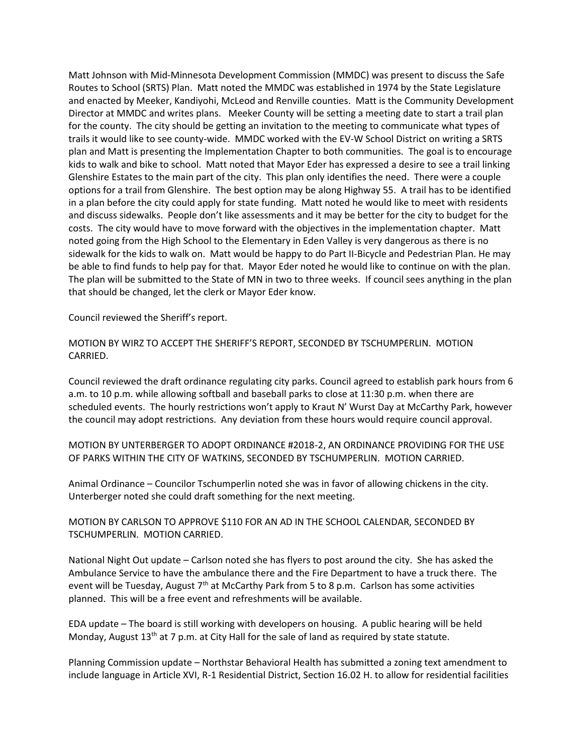Matt Johnson with Mid-Minnesota Development Commission (MMDC) was present to discuss the Safe Routes to School (SRTS) Plan. Matt noted the MMDC was established in 1974 by the State Legislature and enacted by Meeker, Kandiyohi, McLeod and Renville counties. Matt is the Community Development Director at MMDC and writes plans. Meeker County will be setting a meeting date to start a trail plan for the county. The city should be getting an invitation to the meeting to communicate what types of trails it would like to see county-wide. MMDC worked with the EV-W School District on writing a SRTS plan and Matt is presenting the Implementation Chapter to both communities. The goal is to encourage kids to walk and bike to school. Matt noted that Mayor Eder has expressed a desire to see a trail linking Glenshire Estates to the main part of the city. This plan only identifies the need. There were a couple options for a trail from Glenshire. The best option may be along Highway 55. A trail has to be identified in a plan before the city could apply for state funding. Matt noted he would like to meet with residents and discuss sidewalks. People don't like assessments and it may be better for the city to budget for the costs. The city would have to move forward with the objectives in the implementation chapter. Matt noted going from the High School to the Elementary in Eden Valley is very dangerous as there is no sidewalk for the kids to walk on. Matt would be happy to do Part II-Bicycle and Pedestrian Plan. He may be able to find funds to help pay for that. Mayor Eder noted he would like to continue on with the plan. The plan will be submitted to the State of MN in two to three weeks. If council sees anything in the plan that should be changed, let the clerk or Mayor Eder know.

Council reviewed the Sheriff's report.

MOTION BY WIRZ TO ACCEPT THE SHERIFF'S REPORT, SECONDED BY TSCHUMPERLIN. MOTION CARRIED.

Council reviewed the draft ordinance regulating city parks. Council agreed to establish park hours from 6 a.m. to 10 p.m. while allowing softball and baseball parks to close at 11:30 p.m. when there are scheduled events. The hourly restrictions won't apply to Kraut N' Wurst Day at McCarthy Park, however the council may adopt restrictions. Any deviation from these hours would require council approval.

MOTION BY UNTERBERGER TO ADOPT ORDINANCE #2018-2, AN ORDINANCE PROVIDING FOR THE USE OF PARKS WITHIN THE CITY OF WATKINS, SECONDED BY TSCHUMPERLIN. MOTION CARRIED.

Animal Ordinance – Councilor Tschumperlin noted she was in favor of allowing chickens in the city. Unterberger noted she could draft something for the next meeting.

MOTION BY CARLSON TO APPROVE $110 FOR AN AD IN THE SCHOOL CALENDAR, SECONDED BY TSCHUMPERLIN. MOTION CARRIED.

National Night Out update – Carlson noted she has flyers to post around the city. She has asked the Ambulance Service to have the ambulance there and the Fire Department to have a truck there. The event will be Tuesday, August 7th at McCarthy Park from 5 to 8 p.m. Carlson has some activities planned. This will be a free event and refreshments will be available.

EDA update – The board is still working with developers on housing. A public hearing will be held Monday, August 13th at 7 p.m. at City Hall for the sale of land as required by state statute.

Planning Commission update – Northstar Behavioral Health has submitted a zoning text amendment to include language in Article XVI, R-1 Residential District, Section 16.02 H. to allow for residential facilities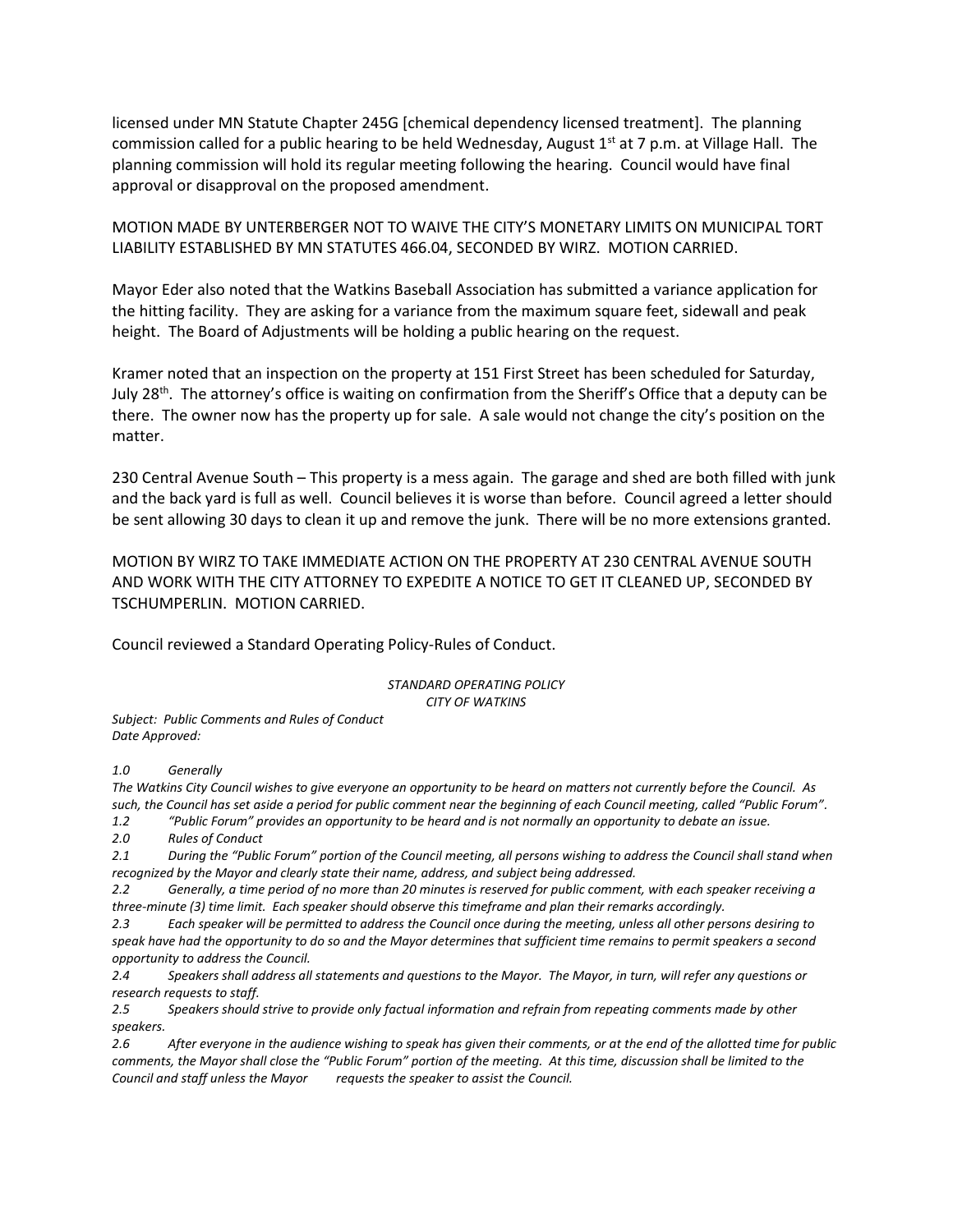licensed under MN Statute Chapter 245G [chemical dependency licensed treatment]. The planning commission called for a public hearing to be held Wednesday, August 1st at 7 p.m. at Village Hall. The planning commission will hold its regular meeting following the hearing. Council would have final approval or disapproval on the proposed amendment.

MOTION MADE BY UNTERBERGER NOT TO WAIVE THE CITY'S MONETARY LIMITS ON MUNICIPAL TORT LIABILITY ESTABLISHED BY MN STATUTES 466.04, SECONDED BY WIRZ. MOTION CARRIED.

Mayor Eder also noted that the Watkins Baseball Association has submitted a variance application for the hitting facility. They are asking for a variance from the maximum square feet, sidewall and peak height. The Board of Adjustments will be holding a public hearing on the request.

Kramer noted that an inspection on the property at 151 First Street has been scheduled for Saturday, July 28th. The attorney's office is waiting on confirmation from the Sheriff's Office that a deputy can be there. The owner now has the property up for sale. A sale would not change the city's position on the matter.

230 Central Avenue South – This property is a mess again. The garage and shed are both filled with junk and the back yard is full as well. Council believes it is worse than before. Council agreed a letter should be sent allowing 30 days to clean it up and remove the junk. There will be no more extensions granted.

MOTION BY WIRZ TO TAKE IMMEDIATE ACTION ON THE PROPERTY AT 230 CENTRAL AVENUE SOUTH AND WORK WITH THE CITY ATTORNEY TO EXPEDITE A NOTICE TO GET IT CLEANED UP, SECONDED BY TSCHUMPERLIN. MOTION CARRIED.

Council reviewed a Standard Operating Policy-Rules of Conduct.

*STANDARD OPERATING POLICY*
*CITY OF WATKINS*

*Subject: Public Comments and Rules of Conduct*
*Date Approved:*

*1.0 Generally*

*The Watkins City Council wishes to give everyone an opportunity to be heard on matters not currently before the Council. As such, the Council has set aside a period for public comment near the beginning of each Council meeting, called "Public Forum".*

*1.2 "Public Forum" provides an opportunity to be heard and is not normally an opportunity to debate an issue.*

*2.0 Rules of Conduct*

*2.1 During the "Public Forum" portion of the Council meeting, all persons wishing to address the Council shall stand when recognized by the Mayor and clearly state their name, address, and subject being addressed.*

*2.2 Generally, a time period of no more than 20 minutes is reserved for public comment, with each speaker receiving a three-minute (3) time limit. Each speaker should observe this timeframe and plan their remarks accordingly.*

*2.3 Each speaker will be permitted to address the Council once during the meeting, unless all other persons desiring to speak have had the opportunity to do so and the Mayor determines that sufficient time remains to permit speakers a second opportunity to address the Council.*

*2.4 Speakers shall address all statements and questions to the Mayor. The Mayor, in turn, will refer any questions or research requests to staff.*

*2.5 Speakers should strive to provide only factual information and refrain from repeating comments made by other speakers.*

*2.6 After everyone in the audience wishing to speak has given their comments, or at the end of the allotted time for public comments, the Mayor shall close the "Public Forum" portion of the meeting. At this time, discussion shall be limited to the Council and staff unless the Mayor requests the speaker to assist the Council.*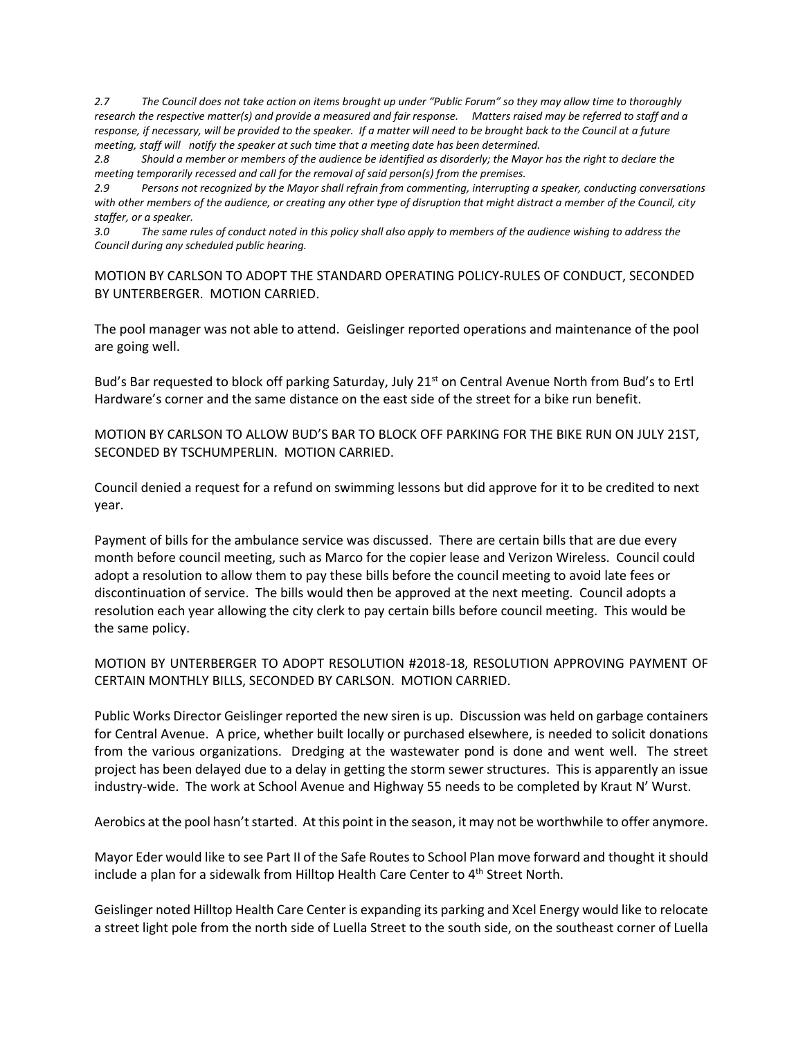*2.7 The Council does not take action on items brought up under "Public Forum" so they may allow time to thoroughly research the respective matter(s) and provide a measured and fair response. Matters raised may be referred to staff and a response, if necessary, will be provided to the speaker. If a matter will need to be brought back to the Council at a future meeting, staff will notify the speaker at such time that a meeting date has been determined.*

*2.8 Should a member or members of the audience be identified as disorderly; the Mayor has the right to declare the meeting temporarily recessed and call for the removal of said person(s) from the premises.*

*2.9 Persons not recognized by the Mayor shall refrain from commenting, interrupting a speaker, conducting conversations with other members of the audience, or creating any other type of disruption that might distract a member of the Council, city staffer, or a speaker.*

*3.0 The same rules of conduct noted in this policy shall also apply to members of the audience wishing to address the Council during any scheduled public hearing.*

MOTION BY CARLSON TO ADOPT THE STANDARD OPERATING POLICY-RULES OF CONDUCT, SECONDED BY UNTERBERGER. MOTION CARRIED.

The pool manager was not able to attend. Geislinger reported operations and maintenance of the pool are going well.

Bud's Bar requested to block off parking Saturday, July 21st on Central Avenue North from Bud's to Ertl Hardware's corner and the same distance on the east side of the street for a bike run benefit.

MOTION BY CARLSON TO ALLOW BUD'S BAR TO BLOCK OFF PARKING FOR THE BIKE RUN ON JULY 21ST, SECONDED BY TSCHUMPERLIN. MOTION CARRIED.

Council denied a request for a refund on swimming lessons but did approve for it to be credited to next year.

Payment of bills for the ambulance service was discussed. There are certain bills that are due every month before council meeting, such as Marco for the copier lease and Verizon Wireless. Council could adopt a resolution to allow them to pay these bills before the council meeting to avoid late fees or discontinuation of service. The bills would then be approved at the next meeting. Council adopts a resolution each year allowing the city clerk to pay certain bills before council meeting. This would be the same policy.

MOTION BY UNTERBERGER TO ADOPT RESOLUTION #2018-18, RESOLUTION APPROVING PAYMENT OF CERTAIN MONTHLY BILLS, SECONDED BY CARLSON. MOTION CARRIED.

Public Works Director Geislinger reported the new siren is up. Discussion was held on garbage containers for Central Avenue. A price, whether built locally or purchased elsewhere, is needed to solicit donations from the various organizations. Dredging at the wastewater pond is done and went well. The street project has been delayed due to a delay in getting the storm sewer structures. This is apparently an issue industry-wide. The work at School Avenue and Highway 55 needs to be completed by Kraut N' Wurst.

Aerobics at the pool hasn't started. At this point in the season, it may not be worthwhile to offer anymore.

Mayor Eder would like to see Part II of the Safe Routes to School Plan move forward and thought it should include a plan for a sidewalk from Hilltop Health Care Center to 4th Street North.

Geislinger noted Hilltop Health Care Center is expanding its parking and Xcel Energy would like to relocate a street light pole from the north side of Luella Street to the south side, on the southeast corner of Luella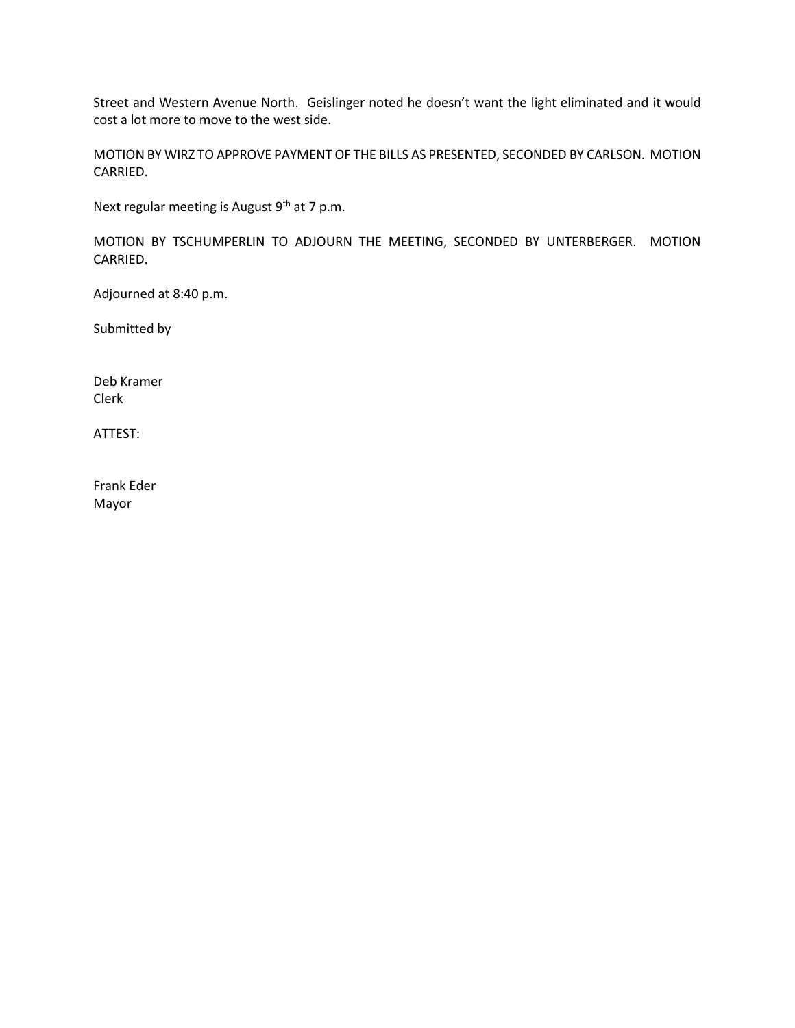Street and Western Avenue North. Geislinger noted he doesn't want the light eliminated and it would cost a lot more to move to the west side.

MOTION BY WIRZ TO APPROVE PAYMENT OF THE BILLS AS PRESENTED, SECONDED BY CARLSON. MOTION CARRIED.

Next regular meeting is August 9th at 7 p.m.

MOTION BY TSCHUMPERLIN TO ADJOURN THE MEETING, SECONDED BY UNTERBERGER. MOTION CARRIED.

Adjourned at 8:40 p.m.

Submitted by

Deb Kramer
Clerk

ATTEST:

Frank Eder
Mayor